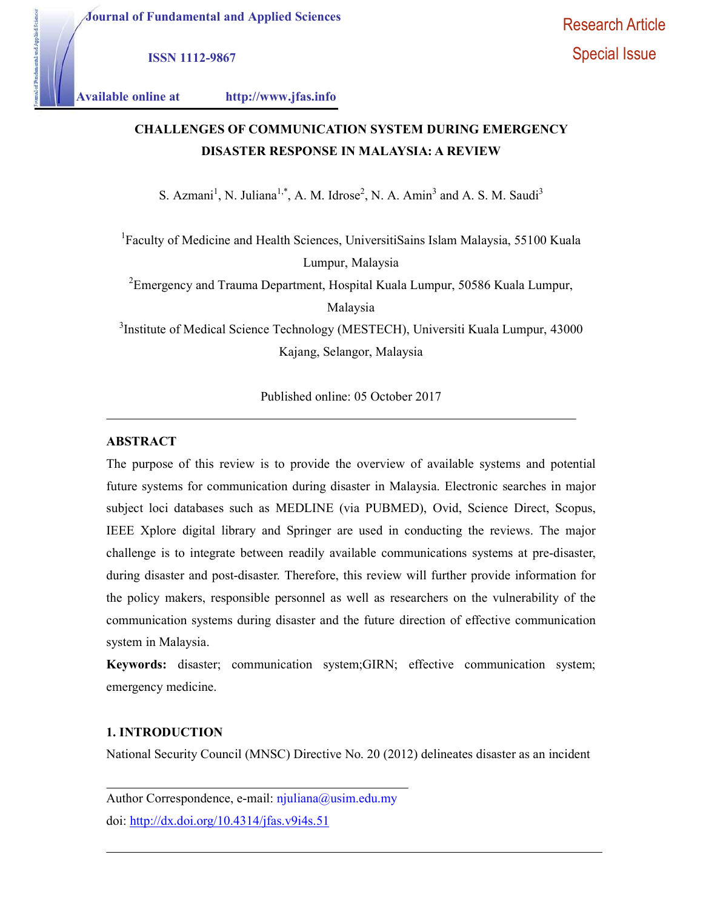Journal of Fundamental and Applied Sciences

ISSN 1112-9867

Available online at http://www.jfas.info

Research Article
Special Issue

# CHALLENGES OF COMMUNICATION SYSTEM DURING EMERGENCY DISASTER RESPONSE IN MALAYSIA: A REVIEW

S. Azmani[1], N. Juliana[1,*], A. M. Idrose[2], N. A. Amin[3] and A. S. M. Saudi[3]

[1]Faculty of Medicine and Health Sciences, UniversitiSains Islam Malaysia, 55100 Kuala Lumpur, Malaysia

[2]Emergency and Trauma Department, Hospital Kuala Lumpur, 50586 Kuala Lumpur, Malaysia

[3]Institute of Medical Science Technology (MESTECH), Universiti Kuala Lumpur, 43000 Kajang, Selangor, Malaysia

Published online: 05 October 2017

## ABSTRACT

The purpose of this review is to provide the overview of available systems and potential future systems for communication during disaster in Malaysia. Electronic searches in major subject loci databases such as MEDLINE (via PUBMED), Ovid, Science Direct, Scopus, IEEE Xplore digital library and Springer are used in conducting the reviews. The major challenge is to integrate between readily available communications systems at pre-disaster, during disaster and post-disaster. Therefore, this review will further provide information for the policy makers, responsible personnel as well as researchers on the vulnerability of the communication systems during disaster and the future direction of effective communication system in Malaysia.

**Keywords:** disaster; communication system;GIRN; effective communication system; emergency medicine.

## 1. INTRODUCTION

National Security Council (MNSC) Directive No. 20 (2012) delineates disaster as an incident

Author Correspondence, e-mail: njuliana@usim.edu.my

doi: http://dx.doi.org/10.4314/jfas.v9i4s.51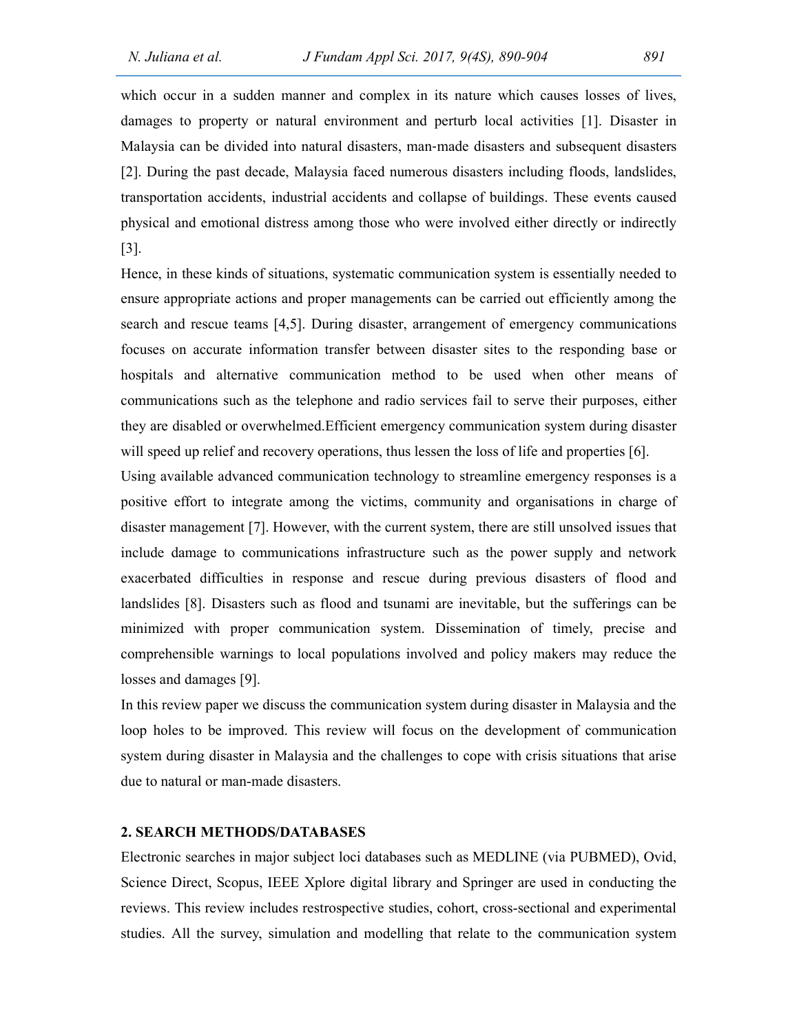which occur in a sudden manner and complex in its nature which causes losses of lives, damages to property or natural environment and perturb local activities [1]. Disaster in Malaysia can be divided into natural disasters, man-made disasters and subsequent disasters [2]. During the past decade, Malaysia faced numerous disasters including floods, landslides, transportation accidents, industrial accidents and collapse of buildings. These events caused physical and emotional distress among those who were involved either directly or indirectly [3].

Hence, in these kinds of situations, systematic communication system is essentially needed to ensure appropriate actions and proper managements can be carried out efficiently among the search and rescue teams [4,5]. During disaster, arrangement of emergency communications focuses on accurate information transfer between disaster sites to the responding base or hospitals and alternative communication method to be used when other means of communications such as the telephone and radio services fail to serve their purposes, either they are disabled or overwhelmed.Efficient emergency communication system during disaster will speed up relief and recovery operations, thus lessen the loss of life and properties [6].

Using available advanced communication technology to streamline emergency responses is a positive effort to integrate among the victims, community and organisations in charge of disaster management [7]. However, with the current system, there are still unsolved issues that include damage to communications infrastructure such as the power supply and network exacerbated difficulties in response and rescue during previous disasters of flood and landslides [8]. Disasters such as flood and tsunami are inevitable, but the sufferings can be minimized with proper communication system. Dissemination of timely, precise and comprehensible warnings to local populations involved and policy makers may reduce the losses and damages [9].

In this review paper we discuss the communication system during disaster in Malaysia and the loop holes to be improved. This review will focus on the development of communication system during disaster in Malaysia and the challenges to cope with crisis situations that arise due to natural or man-made disasters.

## 2. SEARCH METHODS/DATABASES

Electronic searches in major subject loci databases such as MEDLINE (via PUBMED), Ovid, Science Direct, Scopus, IEEE Xplore digital library and Springer are used in conducting the reviews. This review includes restrospective studies, cohort, cross-sectional and experimental studies. All the survey, simulation and modelling that relate to the communication system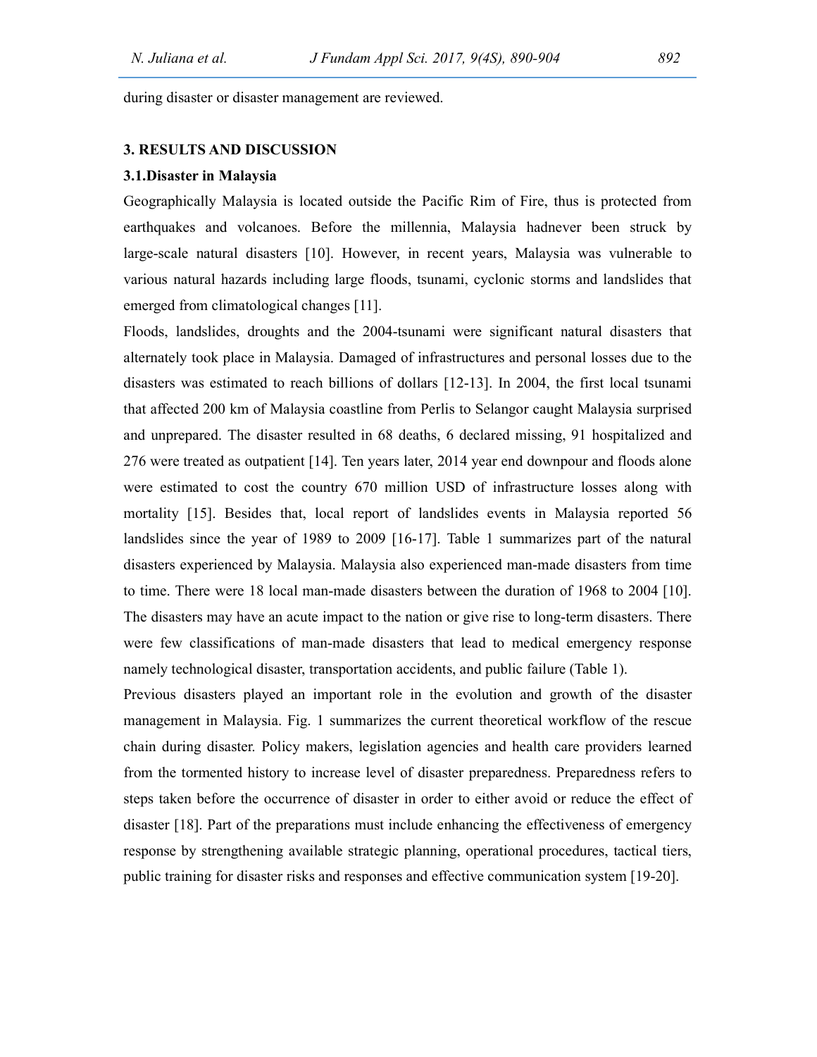during disaster or disaster management are reviewed.

## 3. RESULTS AND DISCUSSION

### 3.1.Disaster in Malaysia

Geographically Malaysia is located outside the Pacific Rim of Fire, thus is protected from earthquakes and volcanoes. Before the millennia, Malaysia hadnever been struck by large-scale natural disasters [10]. However, in recent years, Malaysia was vulnerable to various natural hazards including large floods, tsunami, cyclonic storms and landslides that emerged from climatological changes [11].

Floods, landslides, droughts and the 2004-tsunami were significant natural disasters that alternately took place in Malaysia. Damaged of infrastructures and personal losses due to the disasters was estimated to reach billions of dollars [12-13]. In 2004, the first local tsunami that affected 200 km of Malaysia coastline from Perlis to Selangor caught Malaysia surprised and unprepared. The disaster resulted in 68 deaths, 6 declared missing, 91 hospitalized and 276 were treated as outpatient [14]. Ten years later, 2014 year end downpour and floods alone were estimated to cost the country 670 million USD of infrastructure losses along with mortality [15]. Besides that, local report of landslides events in Malaysia reported 56 landslides since the year of 1989 to 2009 [16-17]. Table 1 summarizes part of the natural disasters experienced by Malaysia. Malaysia also experienced man-made disasters from time to time. There were 18 local man-made disasters between the duration of 1968 to 2004 [10]. The disasters may have an acute impact to the nation or give rise to long-term disasters. There were few classifications of man-made disasters that lead to medical emergency response namely technological disaster, transportation accidents, and public failure (Table 1).

Previous disasters played an important role in the evolution and growth of the disaster management in Malaysia. Fig. 1 summarizes the current theoretical workflow of the rescue chain during disaster. Policy makers, legislation agencies and health care providers learned from the tormented history to increase level of disaster preparedness. Preparedness refers to steps taken before the occurrence of disaster in order to either avoid or reduce the effect of disaster [18]. Part of the preparations must include enhancing the effectiveness of emergency response by strengthening available strategic planning, operational procedures, tactical tiers, public training for disaster risks and responses and effective communication system [19-20].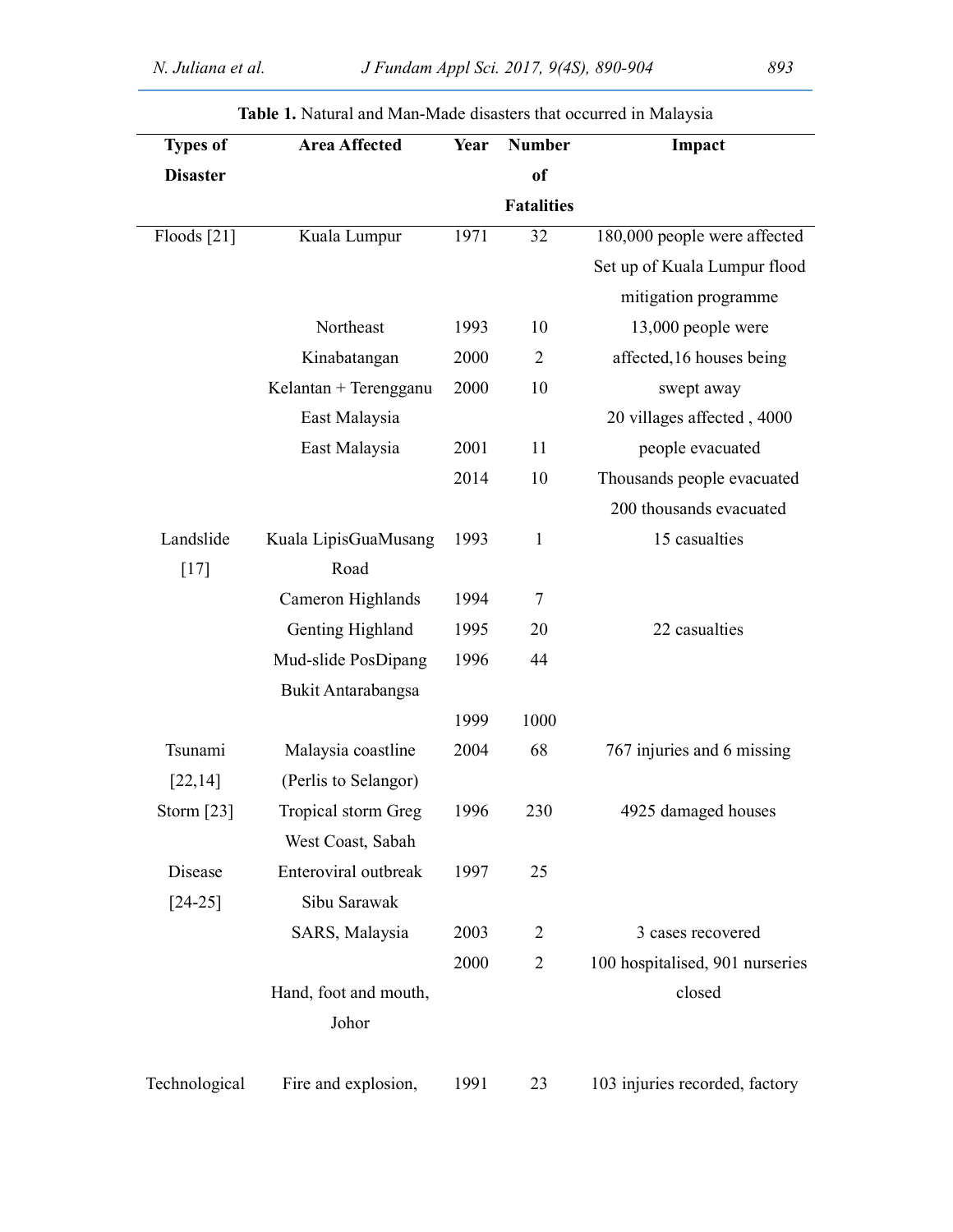**Table 1.** Natural and Man-Made disasters that occurred in Malaysia

| Types of Disaster | Area Affected | Year | Number of Fatalities | Impact |
|---|---|---|---|---|
| Floods [21] | Kuala Lumpur | 1971 | 32 | 180,000 people were affected Set up of Kuala Lumpur flood mitigation programme |
| | Northeast | 1993 | 10 | 13,000 people were |
| | Kinabatangan | 2000 | 2 | affected,16 houses being |
| | Kelantan + Terengganu | 2000 | 10 | swept away |
| | East Malaysia | | | 20 villages affected , 4000 |
| | East Malaysia | 2001 | 11 | people evacuated |
| | | 2014 | 10 | Thousands people evacuated |
| | | | | 200 thousands evacuated |
| Landslide [17] | Kuala LipisGuaMusang Road | 1993 | 1 | 15 casualties |
| | Cameron Highlands | 1994 | 7 | |
| | Genting Highland | 1995 | 20 | 22 casualties |
| | Mud-slide PosDipang | 1996 | 44 | |
| | Bukit Antarabangsa | | | |
| | | 1999 | 1000 | |
| Tsunami [22,14] | Malaysia coastline (Perlis to Selangor) | 2004 | 68 | 767 injuries and 6 missing |
| Storm [23] | Tropical storm Greg West Coast, Sabah | 1996 | 230 | 4925 damaged houses |
| Disease [24-25] | Enteroviral outbreak Sibu Sarawak | 1997 | 25 | |
| | SARS, Malaysia | 2003 | 2 | 3 cases recovered |
| | | 2000 | 2 | 100 hospitalised, 901 nurseries closed |
| | Hand, foot and mouth, Johor | | | |
| Technological | Fire and explosion, | 1991 | 23 | 103 injuries recorded, factory |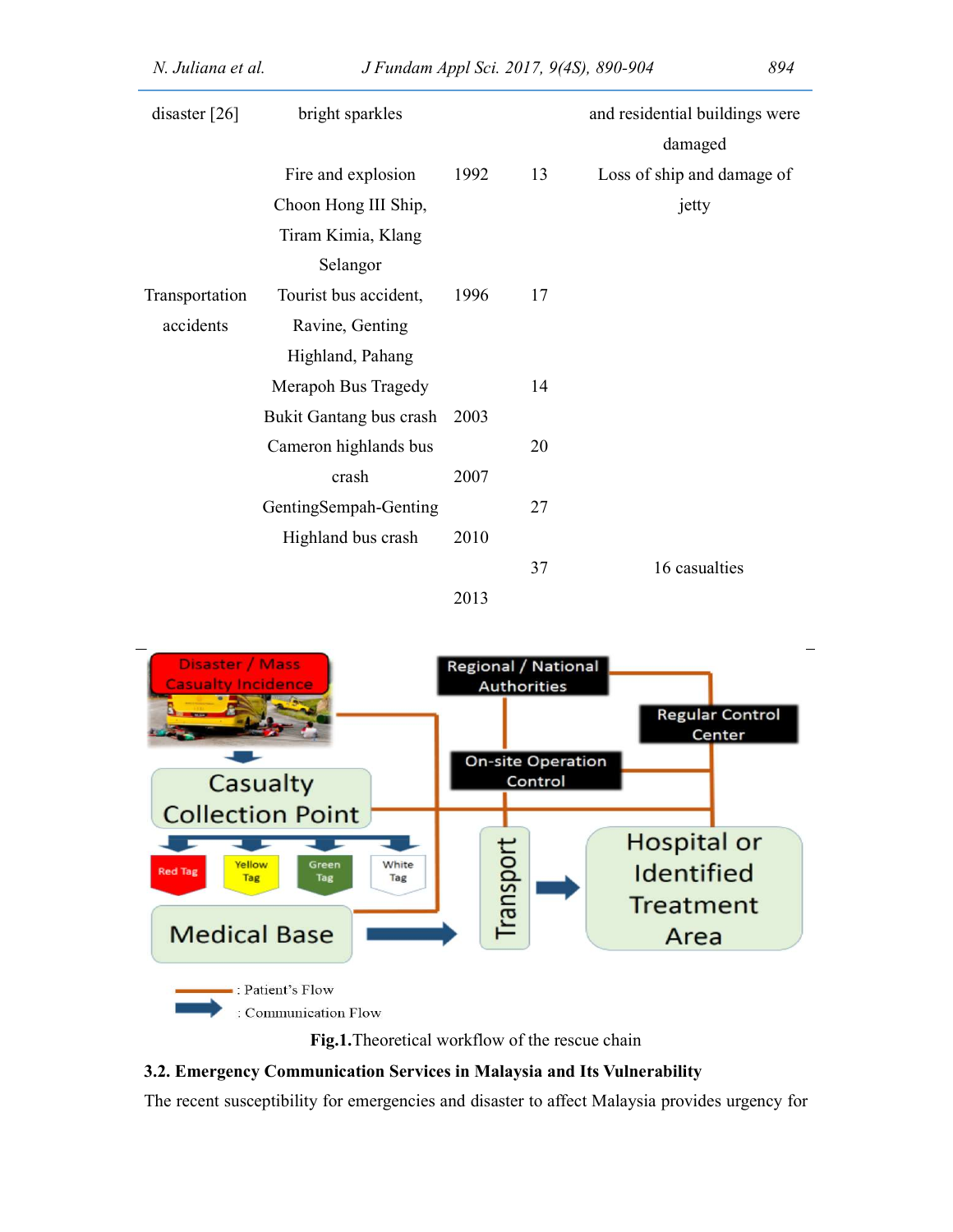| | | | | |
|---|---|---|---|---|
| disaster [26] | bright sparkles | | | and residential buildings were damaged |
| | Fire and explosion Choon Hong III Ship, Tiram Kimia, Klang Selangor | 1992 | 13 | Loss of ship and damage of jetty |
| Transportation accidents | Tourist bus accident, Ravine, Genting Highland, Pahang | 1996 | 17 | |
| | Merapoh Bus Tragedy | | 14 | |
| | Bukit Gantang bus crash | 2003 | | |
| | Cameron highlands bus crash | 2007 | 20 | |
| | GentingSempah-Genting Highland bus crash | 2010 | 27 | |
| | | 2013 | 37 | 16 casualties |

**Fig.1.**Theoretical workflow of the rescue chain

### 3.2. Emergency Communication Services in Malaysia and Its Vulnerability

The recent susceptibility for emergencies and disaster to affect Malaysia provides urgency for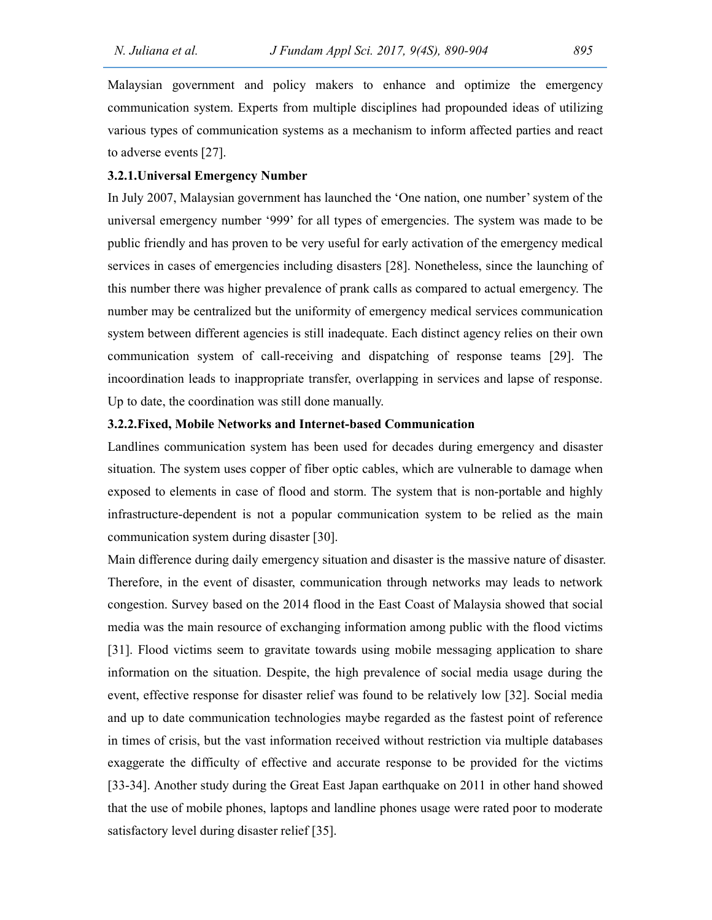Malaysian government and policy makers to enhance and optimize the emergency communication system. Experts from multiple disciplines had propounded ideas of utilizing various types of communication systems as a mechanism to inform affected parties and react to adverse events [27].

### 3.2.1.Universal Emergency Number

In July 2007, Malaysian government has launched the 'One nation, one number' system of the universal emergency number '999' for all types of emergencies. The system was made to be public friendly and has proven to be very useful for early activation of the emergency medical services in cases of emergencies including disasters [28]. Nonetheless, since the launching of this number there was higher prevalence of prank calls as compared to actual emergency. The number may be centralized but the uniformity of emergency medical services communication system between different agencies is still inadequate. Each distinct agency relies on their own communication system of call-receiving and dispatching of response teams [29]. The incoordination leads to inappropriate transfer, overlapping in services and lapse of response. Up to date, the coordination was still done manually.

### 3.2.2.Fixed, Mobile Networks and Internet-based Communication

Landlines communication system has been used for decades during emergency and disaster situation. The system uses copper of fiber optic cables, which are vulnerable to damage when exposed to elements in case of flood and storm. The system that is non-portable and highly infrastructure-dependent is not a popular communication system to be relied as the main communication system during disaster [30].

Main difference during daily emergency situation and disaster is the massive nature of disaster. Therefore, in the event of disaster, communication through networks may leads to network congestion. Survey based on the 2014 flood in the East Coast of Malaysia showed that social media was the main resource of exchanging information among public with the flood victims [31]. Flood victims seem to gravitate towards using mobile messaging application to share information on the situation. Despite, the high prevalence of social media usage during the event, effective response for disaster relief was found to be relatively low [32]. Social media and up to date communication technologies maybe regarded as the fastest point of reference in times of crisis, but the vast information received without restriction via multiple databases exaggerate the difficulty of effective and accurate response to be provided for the victims [33-34]. Another study during the Great East Japan earthquake on 2011 in other hand showed that the use of mobile phones, laptops and landline phones usage were rated poor to moderate satisfactory level during disaster relief [35].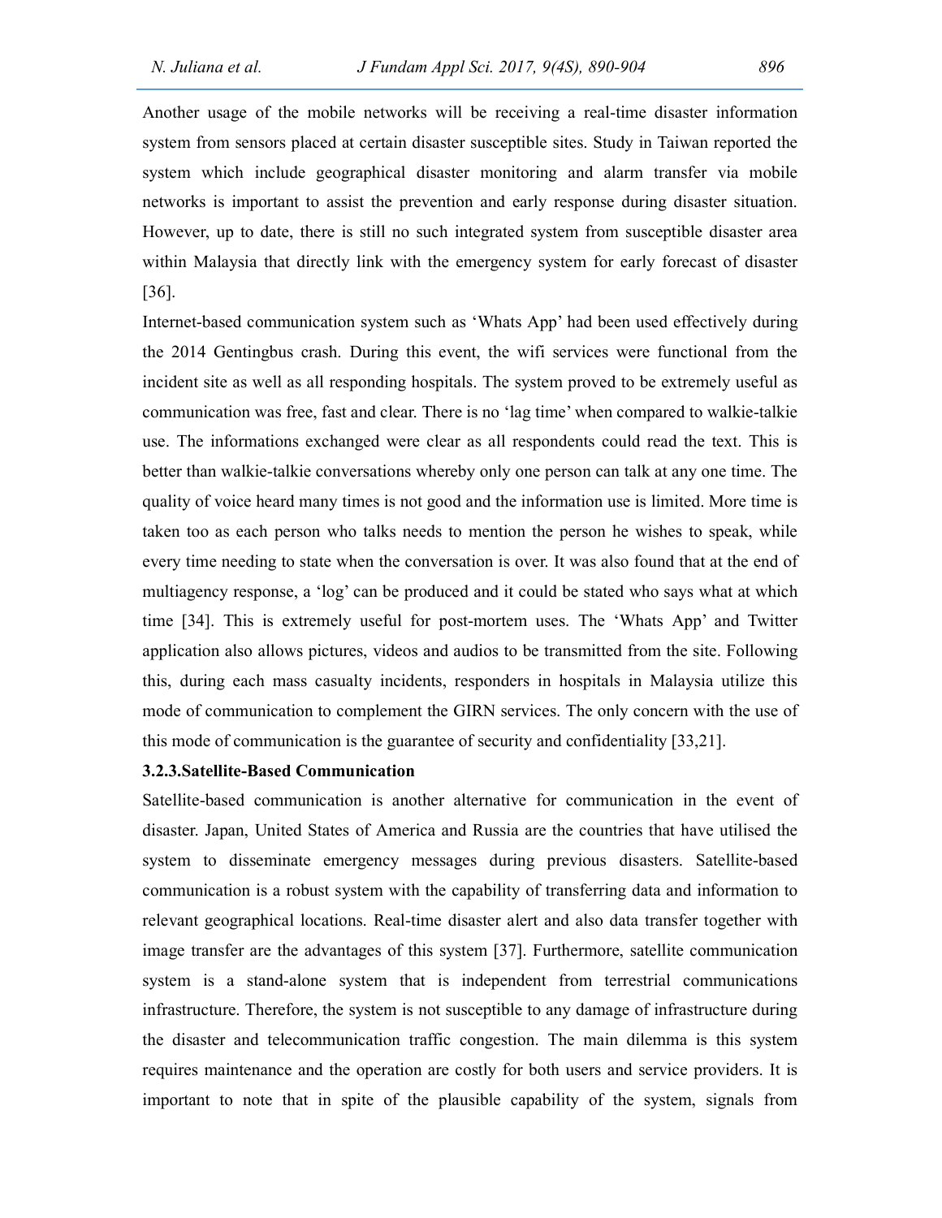Another usage of the mobile networks will be receiving a real-time disaster information system from sensors placed at certain disaster susceptible sites. Study in Taiwan reported the system which include geographical disaster monitoring and alarm transfer via mobile networks is important to assist the prevention and early response during disaster situation. However, up to date, there is still no such integrated system from susceptible disaster area within Malaysia that directly link with the emergency system for early forecast of disaster [36].

Internet-based communication system such as 'Whats App' had been used effectively during the 2014 Gentingbus crash. During this event, the wifi services were functional from the incident site as well as all responding hospitals. The system proved to be extremely useful as communication was free, fast and clear. There is no 'lag time' when compared to walkie-talkie use. The informations exchanged were clear as all respondents could read the text. This is better than walkie-talkie conversations whereby only one person can talk at any one time. The quality of voice heard many times is not good and the information use is limited. More time is taken too as each person who talks needs to mention the person he wishes to speak, while every time needing to state when the conversation is over. It was also found that at the end of multiagency response, a 'log' can be produced and it could be stated who says what at which time [34]. This is extremely useful for post-mortem uses. The 'Whats App' and Twitter application also allows pictures, videos and audios to be transmitted from the site. Following this, during each mass casualty incidents, responders in hospitals in Malaysia utilize this mode of communication to complement the GIRN services. The only concern with the use of this mode of communication is the guarantee of security and confidentiality [33,21].

### 3.2.3.Satellite-Based Communication

Satellite-based communication is another alternative for communication in the event of disaster. Japan, United States of America and Russia are the countries that have utilised the system to disseminate emergency messages during previous disasters. Satellite-based communication is a robust system with the capability of transferring data and information to relevant geographical locations. Real-time disaster alert and also data transfer together with image transfer are the advantages of this system [37]. Furthermore, satellite communication system is a stand-alone system that is independent from terrestrial communications infrastructure. Therefore, the system is not susceptible to any damage of infrastructure during the disaster and telecommunication traffic congestion. The main dilemma is this system requires maintenance and the operation are costly for both users and service providers. It is important to note that in spite of the plausible capability of the system, signals from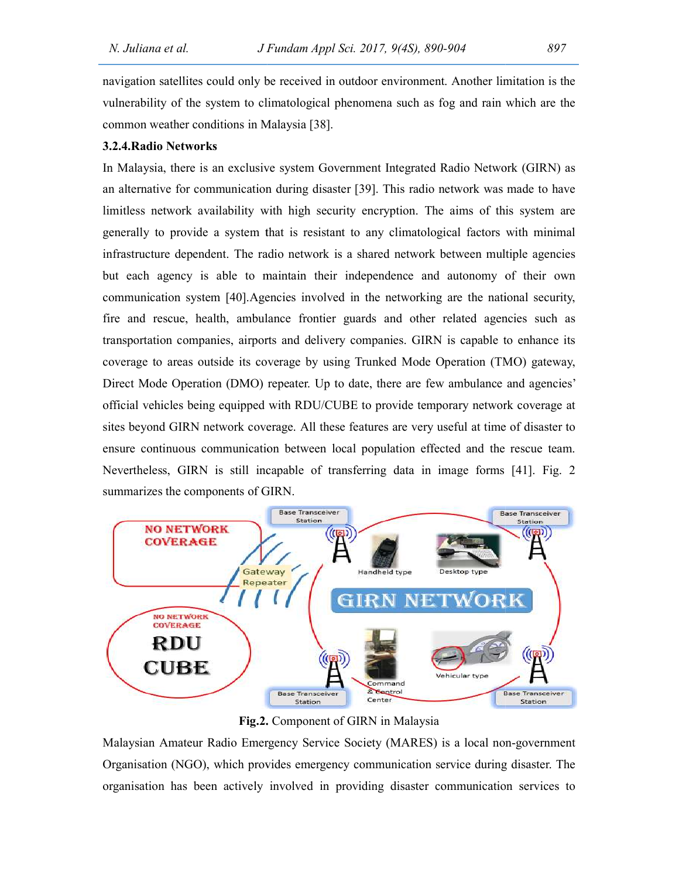navigation satellites could only be received in outdoor environment. Another limitation is the vulnerability of the system to climatological phenomena such as fog and rain which are the common weather conditions in Malaysia [38].

### 3.2.4.Radio Networks

In Malaysia, there is an exclusive system Government Integrated Radio Network (GIRN) as an alternative for communication during disaster [39]. This radio network was made to have limitless network availability with high security encryption. The aims of this system are generally to provide a system that is resistant to any climatological factors with minimal infrastructure dependent. The radio network is a shared network between multiple agencies but each agency is able to maintain their independence and autonomy of their own communication system [40].Agencies involved in the networking are the national security, fire and rescue, health, ambulance frontier guards and other related agencies such as transportation companies, airports and delivery companies. GIRN is capable to enhance its coverage to areas outside its coverage by using Trunked Mode Operation (TMO) gateway, Direct Mode Operation (DMO) repeater. Up to date, there are few ambulance and agencies' official vehicles being equipped with RDU/CUBE to provide temporary network coverage at sites beyond GIRN network coverage. All these features are very useful at time of disaster to ensure continuous communication between local population effected and the rescue team. Nevertheless, GIRN is still incapable of transferring data in image forms [41]. Fig. 2 summarizes the components of GIRN.

**Fig.2.** Component of GIRN in Malaysia

Malaysian Amateur Radio Emergency Service Society (MARES) is a local non-government Organisation (NGO), which provides emergency communication service during disaster. The organisation has been actively involved in providing disaster communication services to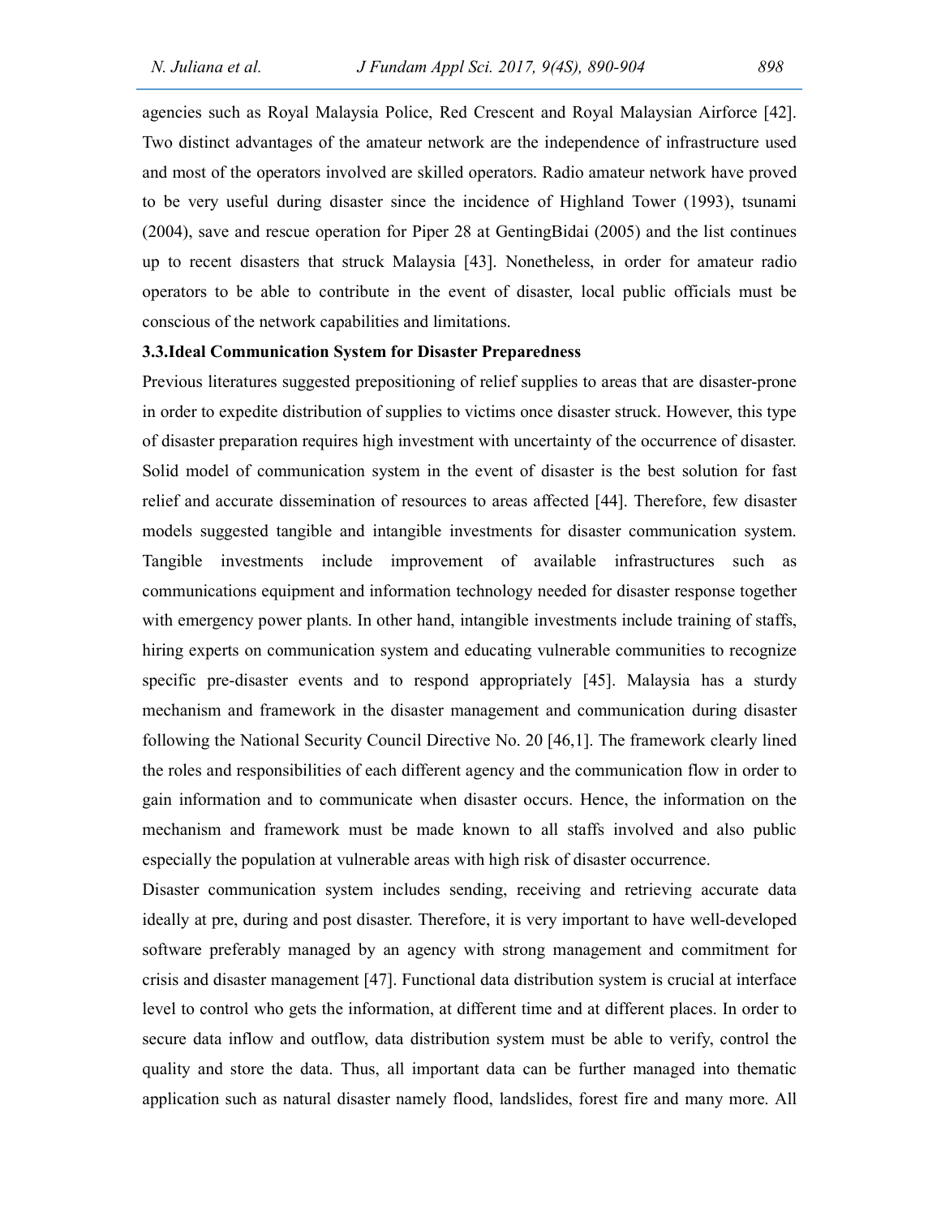agencies such as Royal Malaysia Police, Red Crescent and Royal Malaysian Airforce [42]. Two distinct advantages of the amateur network are the independence of infrastructure used and most of the operators involved are skilled operators. Radio amateur network have proved to be very useful during disaster since the incidence of Highland Tower (1993), tsunami (2004), save and rescue operation for Piper 28 at GentingBidai (2005) and the list continues up to recent disasters that struck Malaysia [43]. Nonetheless, in order for amateur radio operators to be able to contribute in the event of disaster, local public officials must be conscious of the network capabilities and limitations.

### 3.3.Ideal Communication System for Disaster Preparedness

Previous literatures suggested prepositioning of relief supplies to areas that are disaster-prone in order to expedite distribution of supplies to victims once disaster struck. However, this type of disaster preparation requires high investment with uncertainty of the occurrence of disaster. Solid model of communication system in the event of disaster is the best solution for fast relief and accurate dissemination of resources to areas affected [44]. Therefore, few disaster models suggested tangible and intangible investments for disaster communication system. Tangible investments include improvement of available infrastructures such as communications equipment and information technology needed for disaster response together with emergency power plants. In other hand, intangible investments include training of staffs, hiring experts on communication system and educating vulnerable communities to recognize specific pre-disaster events and to respond appropriately [45]. Malaysia has a sturdy mechanism and framework in the disaster management and communication during disaster following the National Security Council Directive No. 20 [46,1]. The framework clearly lined the roles and responsibilities of each different agency and the communication flow in order to gain information and to communicate when disaster occurs. Hence, the information on the mechanism and framework must be made known to all staffs involved and also public especially the population at vulnerable areas with high risk of disaster occurrence.

Disaster communication system includes sending, receiving and retrieving accurate data ideally at pre, during and post disaster. Therefore, it is very important to have well-developed software preferably managed by an agency with strong management and commitment for crisis and disaster management [47]. Functional data distribution system is crucial at interface level to control who gets the information, at different time and at different places. In order to secure data inflow and outflow, data distribution system must be able to verify, control the quality and store the data. Thus, all important data can be further managed into thematic application such as natural disaster namely flood, landslides, forest fire and many more. All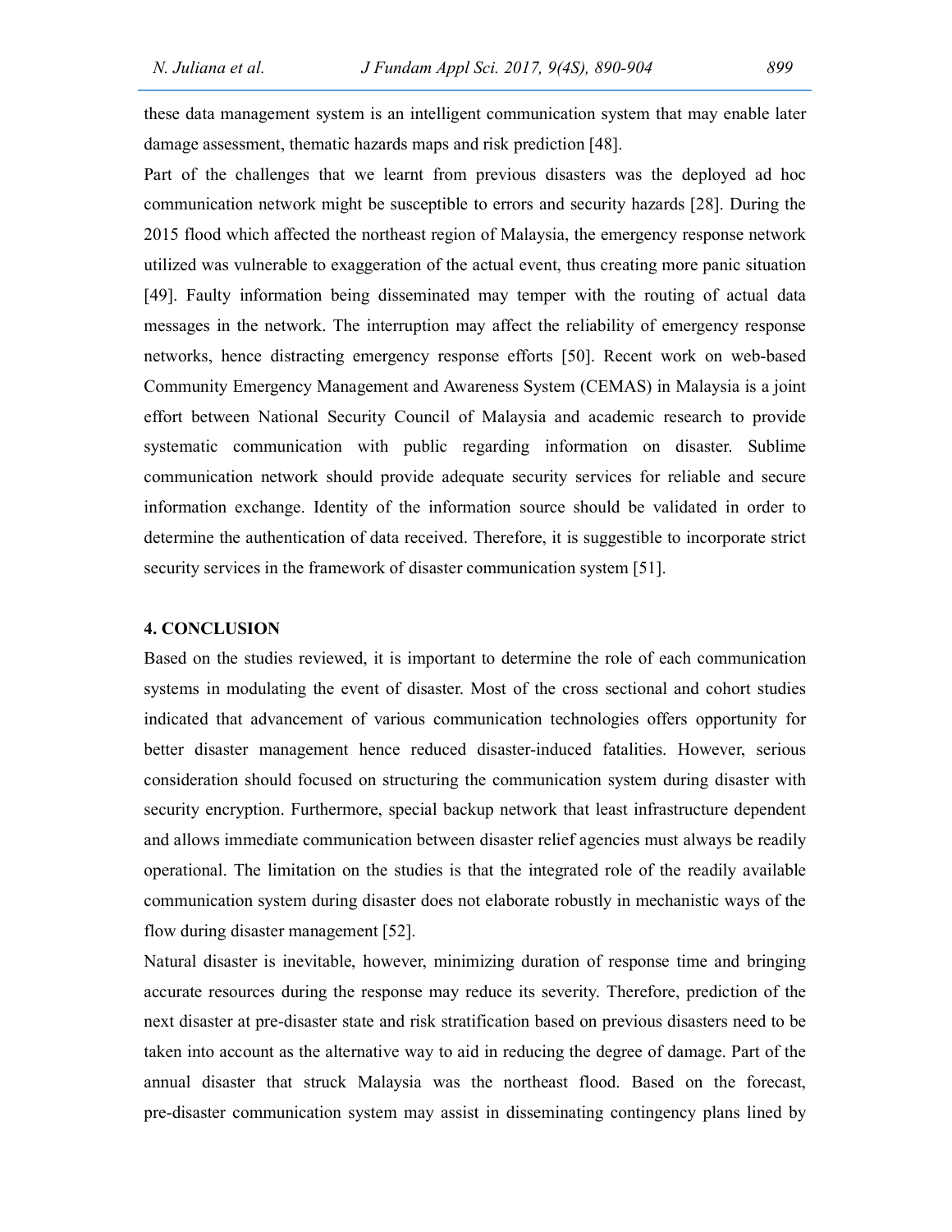these data management system is an intelligent communication system that may enable later damage assessment, thematic hazards maps and risk prediction [48].

Part of the challenges that we learnt from previous disasters was the deployed ad hoc communication network might be susceptible to errors and security hazards [28]. During the 2015 flood which affected the northeast region of Malaysia, the emergency response network utilized was vulnerable to exaggeration of the actual event, thus creating more panic situation [49]. Faulty information being disseminated may temper with the routing of actual data messages in the network. The interruption may affect the reliability of emergency response networks, hence distracting emergency response efforts [50]. Recent work on web-based Community Emergency Management and Awareness System (CEMAS) in Malaysia is a joint effort between National Security Council of Malaysia and academic research to provide systematic communication with public regarding information on disaster. Sublime communication network should provide adequate security services for reliable and secure information exchange. Identity of the information source should be validated in order to determine the authentication of data received. Therefore, it is suggestible to incorporate strict security services in the framework of disaster communication system [51].

## 4. CONCLUSION

Based on the studies reviewed, it is important to determine the role of each communication systems in modulating the event of disaster. Most of the cross sectional and cohort studies indicated that advancement of various communication technologies offers opportunity for better disaster management hence reduced disaster-induced fatalities. However, serious consideration should focused on structuring the communication system during disaster with security encryption. Furthermore, special backup network that least infrastructure dependent and allows immediate communication between disaster relief agencies must always be readily operational. The limitation on the studies is that the integrated role of the readily available communication system during disaster does not elaborate robustly in mechanistic ways of the flow during disaster management [52].

Natural disaster is inevitable, however, minimizing duration of response time and bringing accurate resources during the response may reduce its severity. Therefore, prediction of the next disaster at pre-disaster state and risk stratification based on previous disasters need to be taken into account as the alternative way to aid in reducing the degree of damage. Part of the annual disaster that struck Malaysia was the northeast flood. Based on the forecast, pre-disaster communication system may assist in disseminating contingency plans lined by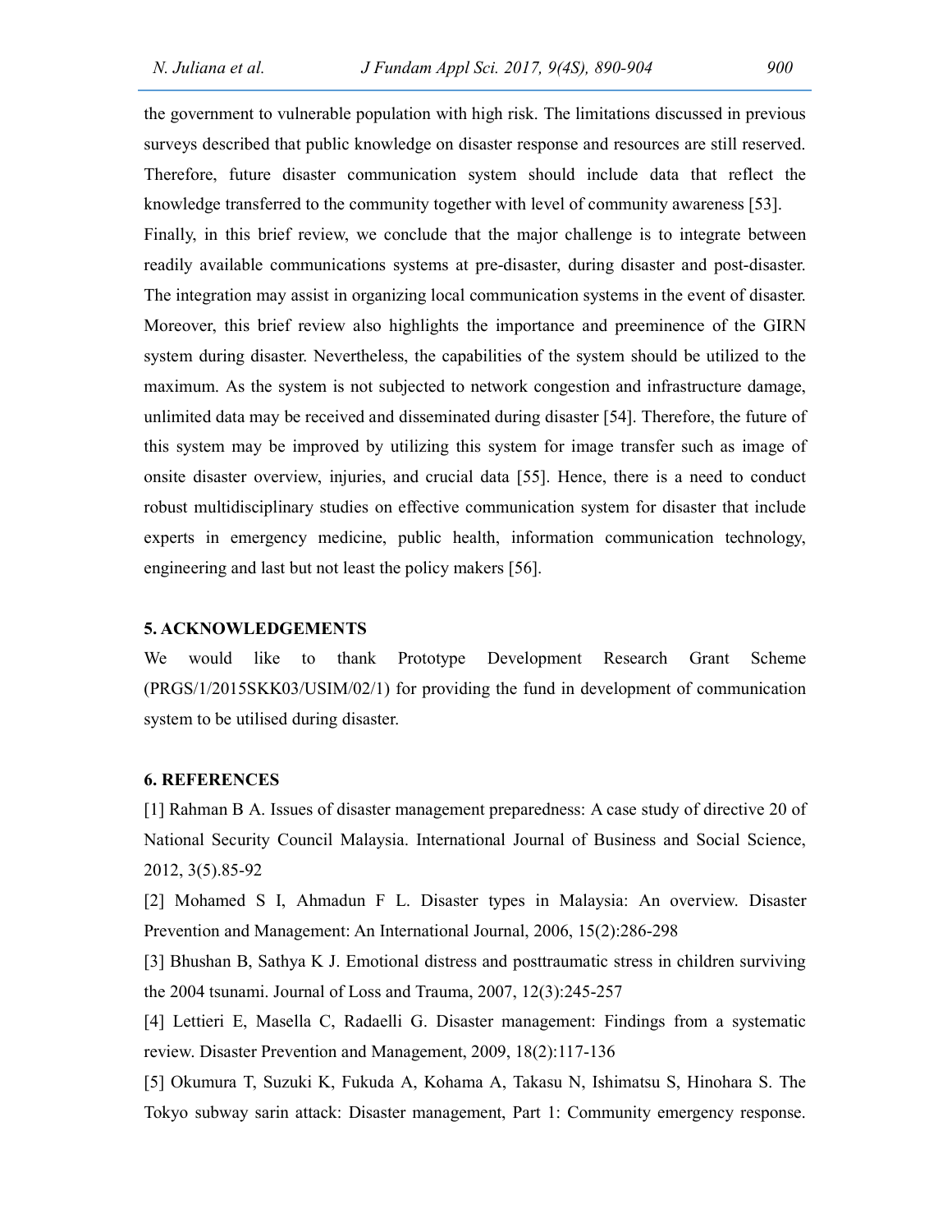the government to vulnerable population with high risk. The limitations discussed in previous surveys described that public knowledge on disaster response and resources are still reserved. Therefore, future disaster communication system should include data that reflect the knowledge transferred to the community together with level of community awareness [53].

Finally, in this brief review, we conclude that the major challenge is to integrate between readily available communications systems at pre-disaster, during disaster and post-disaster. The integration may assist in organizing local communication systems in the event of disaster. Moreover, this brief review also highlights the importance and preeminence of the GIRN system during disaster. Nevertheless, the capabilities of the system should be utilized to the maximum. As the system is not subjected to network congestion and infrastructure damage, unlimited data may be received and disseminated during disaster [54]. Therefore, the future of this system may be improved by utilizing this system for image transfer such as image of onsite disaster overview, injuries, and crucial data [55]. Hence, there is a need to conduct robust multidisciplinary studies on effective communication system for disaster that include experts in emergency medicine, public health, information communication technology, engineering and last but not least the policy makers [56].

## 5. ACKNOWLEDGEMENTS

We would like to thank Prototype Development Research Grant Scheme (PRGS/1/2015SKK03/USIM/02/1) for providing the fund in development of communication system to be utilised during disaster.

## 6. REFERENCES

[1] Rahman B A. Issues of disaster management preparedness: A case study of directive 20 of National Security Council Malaysia. International Journal of Business and Social Science, 2012, 3(5).85-92

[2] Mohamed S I, Ahmadun F L. Disaster types in Malaysia: An overview. Disaster Prevention and Management: An International Journal, 2006, 15(2):286-298

[3] Bhushan B, Sathya K J. Emotional distress and posttraumatic stress in children surviving the 2004 tsunami. Journal of Loss and Trauma, 2007, 12(3):245-257

[4] Lettieri E, Masella C, Radaelli G. Disaster management: Findings from a systematic review. Disaster Prevention and Management, 2009, 18(2):117-136

[5] Okumura T, Suzuki K, Fukuda A, Kohama A, Takasu N, Ishimatsu S, Hinohara S. The Tokyo subway sarin attack: Disaster management, Part 1: Community emergency response.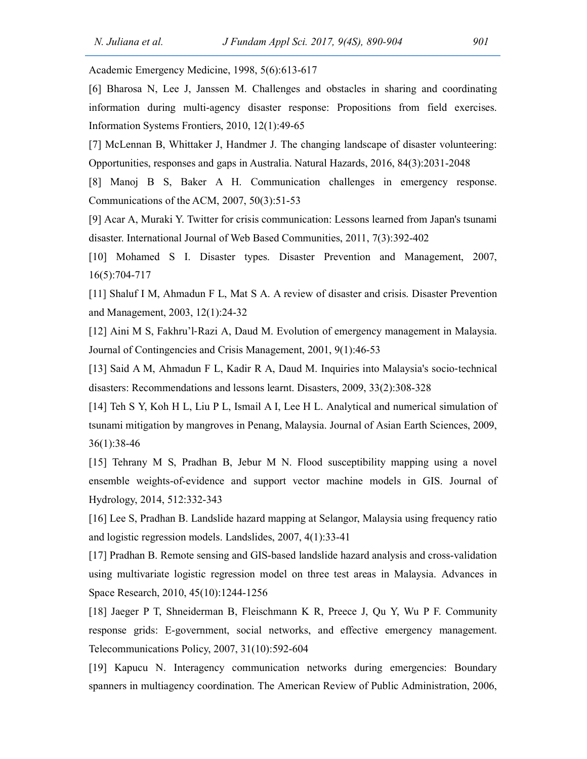Academic Emergency Medicine, 1998, 5(6):613-617

[6] Bharosa N, Lee J, Janssen M. Challenges and obstacles in sharing and coordinating information during multi-agency disaster response: Propositions from field exercises. Information Systems Frontiers, 2010, 12(1):49-65

[7] McLennan B, Whittaker J, Handmer J. The changing landscape of disaster volunteering: Opportunities, responses and gaps in Australia. Natural Hazards, 2016, 84(3):2031-2048

[8] Manoj B S, Baker A H. Communication challenges in emergency response. Communications of the ACM, 2007, 50(3):51-53

[9] Acar A, Muraki Y. Twitter for crisis communication: Lessons learned from Japan's tsunami disaster. International Journal of Web Based Communities, 2011, 7(3):392-402

[10] Mohamed S I. Disaster types. Disaster Prevention and Management, 2007, 16(5):704-717

[11] Shaluf I M, Ahmadun F L, Mat S A. A review of disaster and crisis. Disaster Prevention and Management, 2003, 12(1):24-32

[12] Aini M S, Fakhru'l-Razi A, Daud M. Evolution of emergency management in Malaysia. Journal of Contingencies and Crisis Management, 2001, 9(1):46-53

[13] Said A M, Ahmadun F L, Kadir R A, Daud M. Inquiries into Malaysia's socio-technical disasters: Recommendations and lessons learnt. Disasters, 2009, 33(2):308-328

[14] Teh S Y, Koh H L, Liu P L, Ismail A I, Lee H L. Analytical and numerical simulation of tsunami mitigation by mangroves in Penang, Malaysia. Journal of Asian Earth Sciences, 2009, 36(1):38-46

[15] Tehrany M S, Pradhan B, Jebur M N. Flood susceptibility mapping using a novel ensemble weights-of-evidence and support vector machine models in GIS. Journal of Hydrology, 2014, 512:332-343

[16] Lee S, Pradhan B. Landslide hazard mapping at Selangor, Malaysia using frequency ratio and logistic regression models. Landslides, 2007, 4(1):33-41

[17] Pradhan B. Remote sensing and GIS-based landslide hazard analysis and cross-validation using multivariate logistic regression model on three test areas in Malaysia. Advances in Space Research, 2010, 45(10):1244-1256

[18] Jaeger P T, Shneiderman B, Fleischmann K R, Preece J, Qu Y, Wu P F. Community response grids: E-government, social networks, and effective emergency management. Telecommunications Policy, 2007, 31(10):592-604

[19] Kapucu N. Interagency communication networks during emergencies: Boundary spanners in multiagency coordination. The American Review of Public Administration, 2006,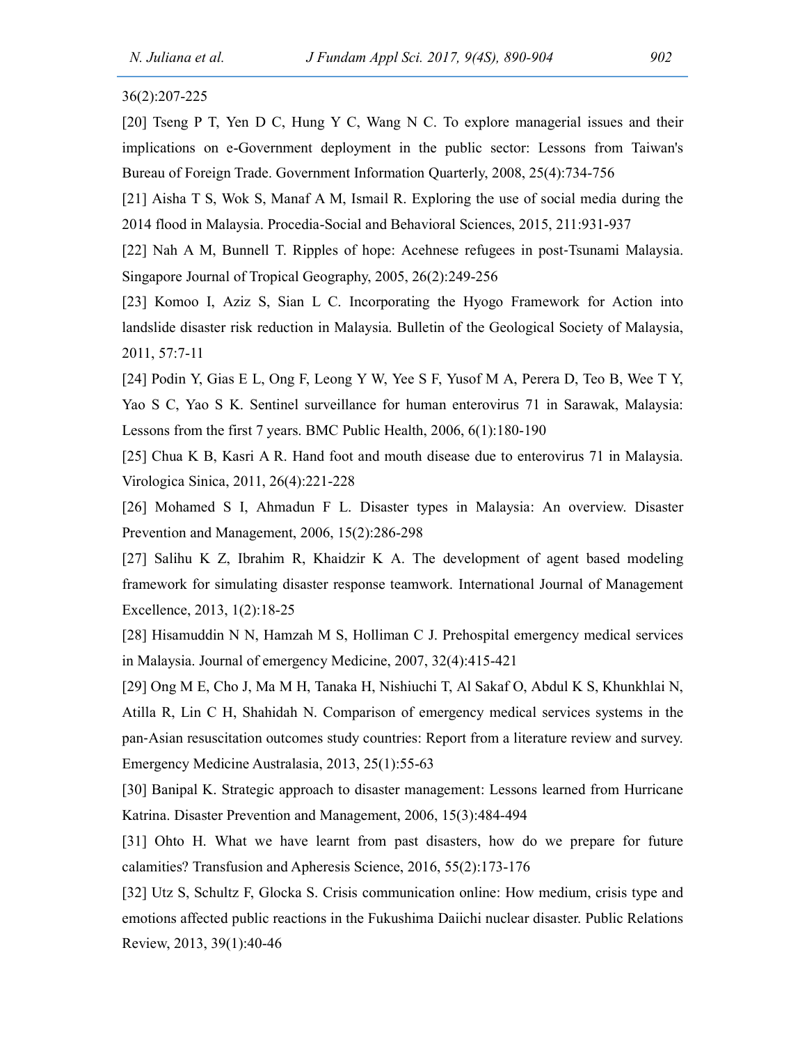36(2):207-225

[20] Tseng P T, Yen D C, Hung Y C, Wang N C. To explore managerial issues and their implications on e-Government deployment in the public sector: Lessons from Taiwan's Bureau of Foreign Trade. Government Information Quarterly, 2008, 25(4):734-756

[21] Aisha T S, Wok S, Manaf A M, Ismail R. Exploring the use of social media during the 2014 flood in Malaysia. Procedia-Social and Behavioral Sciences, 2015, 211:931-937

[22] Nah A M, Bunnell T. Ripples of hope: Acehnese refugees in post-Tsunami Malaysia. Singapore Journal of Tropical Geography, 2005, 26(2):249-256

[23] Komoo I, Aziz S, Sian L C. Incorporating the Hyogo Framework for Action into landslide disaster risk reduction in Malaysia. Bulletin of the Geological Society of Malaysia, 2011, 57:7-11

[24] Podin Y, Gias E L, Ong F, Leong Y W, Yee S F, Yusof M A, Perera D, Teo B, Wee T Y, Yao S C, Yao S K. Sentinel surveillance for human enterovirus 71 in Sarawak, Malaysia: Lessons from the first 7 years. BMC Public Health, 2006, 6(1):180-190

[25] Chua K B, Kasri A R. Hand foot and mouth disease due to enterovirus 71 in Malaysia. Virologica Sinica, 2011, 26(4):221-228

[26] Mohamed S I, Ahmadun F L. Disaster types in Malaysia: An overview. Disaster Prevention and Management, 2006, 15(2):286-298

[27] Salihu K Z, Ibrahim R, Khaidzir K A. The development of agent based modeling framework for simulating disaster response teamwork. International Journal of Management Excellence, 2013, 1(2):18-25

[28] Hisamuddin N N, Hamzah M S, Holliman C J. Prehospital emergency medical services in Malaysia. Journal of emergency Medicine, 2007, 32(4):415-421

[29] Ong M E, Cho J, Ma M H, Tanaka H, Nishiuchi T, Al Sakaf O, Abdul K S, Khunkhlai N, Atilla R, Lin C H, Shahidah N. Comparison of emergency medical services systems in the pan-Asian resuscitation outcomes study countries: Report from a literature review and survey. Emergency Medicine Australasia, 2013, 25(1):55-63

[30] Banipal K. Strategic approach to disaster management: Lessons learned from Hurricane Katrina. Disaster Prevention and Management, 2006, 15(3):484-494

[31] Ohto H. What we have learnt from past disasters, how do we prepare for future calamities? Transfusion and Apheresis Science, 2016, 55(2):173-176

[32] Utz S, Schultz F, Glocka S. Crisis communication online: How medium, crisis type and emotions affected public reactions in the Fukushima Daiichi nuclear disaster. Public Relations Review, 2013, 39(1):40-46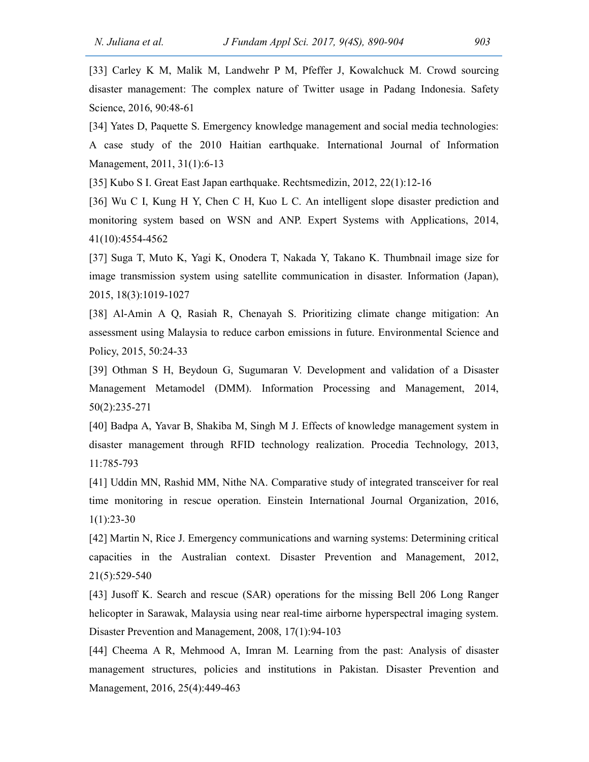[33] Carley K M, Malik M, Landwehr P M, Pfeffer J, Kowalchuck M. Crowd sourcing disaster management: The complex nature of Twitter usage in Padang Indonesia. Safety Science, 2016, 90:48-61

[34] Yates D, Paquette S. Emergency knowledge management and social media technologies: A case study of the 2010 Haitian earthquake. International Journal of Information Management, 2011, 31(1):6-13

[35] Kubo S I. Great East Japan earthquake. Rechtsmedizin, 2012, 22(1):12-16

[36] Wu C I, Kung H Y, Chen C H, Kuo L C. An intelligent slope disaster prediction and monitoring system based on WSN and ANP. Expert Systems with Applications, 2014, 41(10):4554-4562

[37] Suga T, Muto K, Yagi K, Onodera T, Nakada Y, Takano K. Thumbnail image size for image transmission system using satellite communication in disaster. Information (Japan), 2015, 18(3):1019-1027

[38] Al-Amin A Q, Rasiah R, Chenayah S. Prioritizing climate change mitigation: An assessment using Malaysia to reduce carbon emissions in future. Environmental Science and Policy, 2015, 50:24-33

[39] Othman S H, Beydoun G, Sugumaran V. Development and validation of a Disaster Management Metamodel (DMM). Information Processing and Management, 2014, 50(2):235-271

[40] Badpa A, Yavar B, Shakiba M, Singh M J. Effects of knowledge management system in disaster management through RFID technology realization. Procedia Technology, 2013, 11:785-793

[41] Uddin MN, Rashid MM, Nithe NA. Comparative study of integrated transceiver for real time monitoring in rescue operation. Einstein International Journal Organization, 2016, 1(1):23-30

[42] Martin N, Rice J. Emergency communications and warning systems: Determining critical capacities in the Australian context. Disaster Prevention and Management, 2012, 21(5):529-540

[43] Jusoff K. Search and rescue (SAR) operations for the missing Bell 206 Long Ranger helicopter in Sarawak, Malaysia using near real-time airborne hyperspectral imaging system. Disaster Prevention and Management, 2008, 17(1):94-103

[44] Cheema A R, Mehmood A, Imran M. Learning from the past: Analysis of disaster management structures, policies and institutions in Pakistan. Disaster Prevention and Management, 2016, 25(4):449-463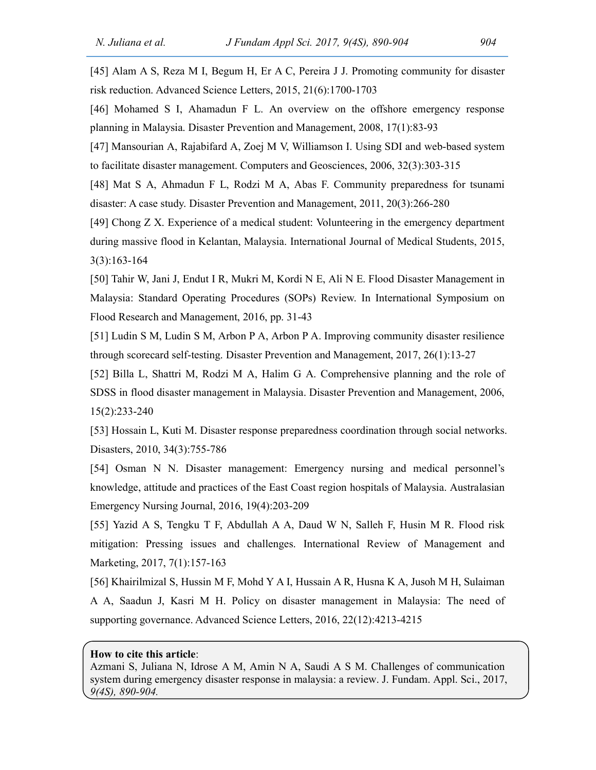[45] Alam A S, Reza M I, Begum H, Er A C, Pereira J J. Promoting community for disaster risk reduction. Advanced Science Letters, 2015, 21(6):1700-1703

[46] Mohamed S I, Ahamadun F L. An overview on the offshore emergency response planning in Malaysia. Disaster Prevention and Management, 2008, 17(1):83-93

[47] Mansourian A, Rajabifard A, Zoej M V, Williamson I. Using SDI and web-based system to facilitate disaster management. Computers and Geosciences, 2006, 32(3):303-315

[48] Mat S A, Ahmadun F L, Rodzi M A, Abas F. Community preparedness for tsunami disaster: A case study. Disaster Prevention and Management, 2011, 20(3):266-280

[49] Chong Z X. Experience of a medical student: Volunteering in the emergency department during massive flood in Kelantan, Malaysia. International Journal of Medical Students, 2015, 3(3):163-164

[50] Tahir W, Jani J, Endut I R, Mukri M, Kordi N E, Ali N E. Flood Disaster Management in Malaysia: Standard Operating Procedures (SOPs) Review. In International Symposium on Flood Research and Management, 2016, pp. 31-43

[51] Ludin S M, Ludin S M, Arbon P A, Arbon P A. Improving community disaster resilience through scorecard self-testing. Disaster Prevention and Management, 2017, 26(1):13-27

[52] Billa L, Shattri M, Rodzi M A, Halim G A. Comprehensive planning and the role of SDSS in flood disaster management in Malaysia. Disaster Prevention and Management, 2006, 15(2):233-240

[53] Hossain L, Kuti M. Disaster response preparedness coordination through social networks. Disasters, 2010, 34(3):755-786

[54] Osman N N. Disaster management: Emergency nursing and medical personnel's knowledge, attitude and practices of the East Coast region hospitals of Malaysia. Australasian Emergency Nursing Journal, 2016, 19(4):203-209

[55] Yazid A S, Tengku T F, Abdullah A A, Daud W N, Salleh F, Husin M R. Flood risk mitigation: Pressing issues and challenges. International Review of Management and Marketing, 2017, 7(1):157-163

[56] Khairilmizal S, Hussin M F, Mohd Y A I, Hussain A R, Husna K A, Jusoh M H, Sulaiman A A, Saadun J, Kasri M H. Policy on disaster management in Malaysia: The need of supporting governance. Advanced Science Letters, 2016, 22(12):4213-4215

**How to cite this article**:
Azmani S, Juliana N, Idrose A M, Amin N A, Saudi A S M. Challenges of communication system during emergency disaster response in malaysia: a review. J. Fundam. Appl. Sci., 2017, *9(4S), 890-904.*